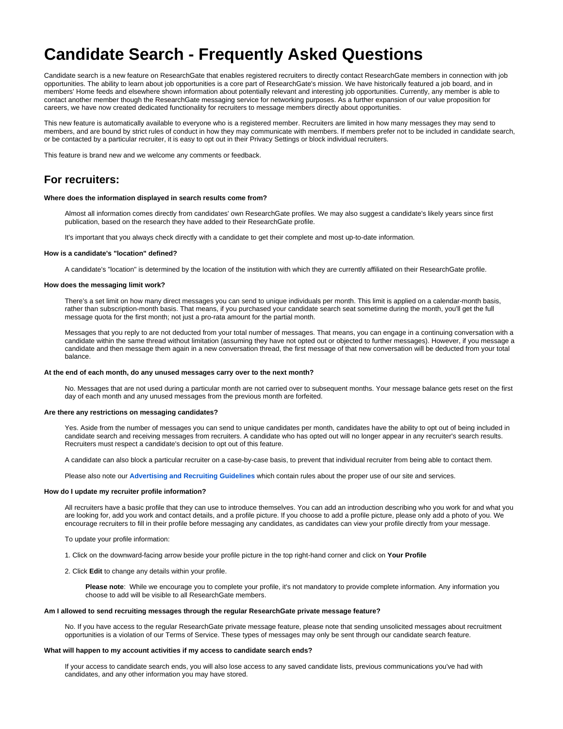# Candidate Search - Frequently Asked Questions

Candidate search is a new feature on ResearchGate that enables registered recruiters to directly contact ResearchGate members in connection with job opportunities. The ability to learn about job opportunities is a core part of ResearchGate's mission. We have historically featured a job board, and in members' Home feeds and elsewhere shown information about potentially relevant and interesting job opportunities. Currently, any member is able to contact another member though the ResearchGate messaging service for networking purposes. As a further expansion of our value proposition for careers, we have now created dedicated functionality for recruiters to message members directly about opportunities.

This new feature is automatically available to everyone who is a registered member. Recruiters are limited in how many messages they may send to members, and are bound by strict rules of conduct in how they may communicate with members. If members prefer not to be included in candidate search, or be contacted by a particular recruiter, it is easy to opt out in their Privacy Settings or block individual recruiters.

This feature is brand new and we welcome any comments or feedback.

## For recruiters:

**Where does the information displayed in search results come from?**

Almost all information comes directly from candidates' own ResearchGate profiles. We may also suggest a candidate's likely years since first publication, based on the research they have added to their ResearchGate profile.

It's important that you always check directly with a candidate to get their complete and most up-to-date information.

**How is a candidate's "location" defined?**

A candidate's "location" is determined by the location of the institution with which they are currently affiliated on their ResearchGate profile.

**How does the messaging limit work?**

There's a set limit on how many direct messages you can send to unique individuals per month. This limit is applied on a calendar-month basis, rather than subscription-month basis. That means, if you purchased your candidate search seat sometime during the month, you'll get the full message quota for the first month; not just a pro-rata amount for the partial month.

Messages that you reply to are not deducted from your total number of messages. That means, you can engage in a continuing conversation with a candidate within the same thread without limitation (assuming they have not opted out or objected to further messages). However, if you message a candidate and then message them again in a new conversation thread, the first message of that new conversation will be deducted from your total balance.

**At the end of each month, do any unused messages carry over to the next month?**

No. Messages that are not used during a particular month are not carried over to subsequent months. Your message balance gets reset on the first day of each month and any unused messages from the previous month are forfeited.

**Are there any restrictions on messaging candidates?**

Yes. Aside from the number of messages you can send to unique candidates per month, candidates have the ability to opt out of being included in candidate search and receiving messages from recruiters. A candidate who has opted out will no longer appear in any recruiter's search results. Recruiters must respect a candidate's decision to opt out of this feature.

A candidate can also block a particular recruiter on a case-by-case basis, to prevent that individual recruiter from being able to contact them.

Please also note our **Advertising and Recruiting Guidelines** which contain rules about the proper use of our site and services.

**How do I update my recruiter profile information?**

All recruiters have a basic profile that they can use to introduce themselves. You can add an introduction describing who you work for and what you are looking for, add you work and contact details, and a profile picture. If you choose to add a profile picture, please only add a photo of you. We encourage recruiters to fill in their profile before messaging any candidates, as candidates can view your profile directly from your message.

To update your profile information:

1. Click on the downward-facing arrow beside your profile picture in the top right-hand corner and click on **Your Profile**

2. Click **Edit** to change any details within your profile.

> **Please note**: While we encourage you to complete your profile, it's not mandatory to provide complete information. Any information you choose to add will be visible to all ResearchGate members.

**Am I allowed to send recruiting messages through the regular ResearchGate private message feature?**

No. If you have access to the regular ResearchGate private message feature, please note that sending unsolicited messages about recruitment opportunities is a violation of our Terms of Service. These types of messages may only be sent through our candidate search feature.

**What will happen to my account activities if my access to candidate search ends?**

If your access to candidate search ends, you will also lose access to any saved candidate lists, previous communications you've had with candidates, and any other information you may have stored.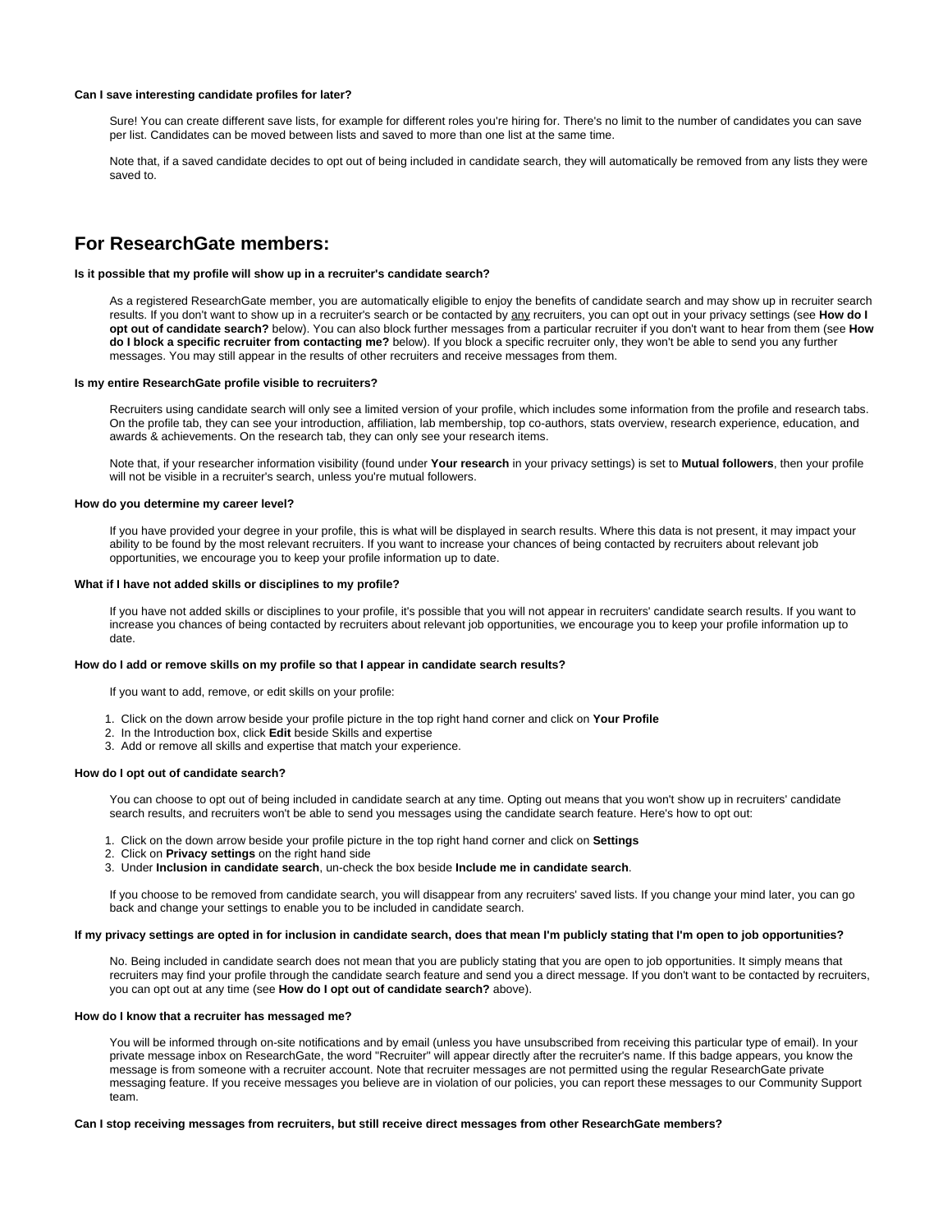#### Can I save interesting candidate profiles for later?

Sure! You can create different save lists, for example for different roles you're hiring for. There's no limit to the number of candidates you can save per list. Candidates can be moved between lists and saved to more than one list at the same time.

Note that, if a saved candidate decides to opt out of being included in candidate search, they will automatically be removed from any lists they were saved to.

## For ResearchGate members:

#### Is it possible that my profile will show up in a recruiter's candidate search?

As a registered ResearchGate member, you are automatically eligible to enjoy the benefits of candidate search and may show up in recruiter search results. If you don't want to show up in a recruiter's search or be contacted by any recruiters, you can opt out in your privacy settings (see **How do I opt out of candidate search?** below). You can also block further messages from a particular recruiter if you don't want to hear from them (see **How do I block a specific recruiter from contacting me?** below). If you block a specific recruiter only, they won't be able to send you any further messages. You may still appear in the results of other recruiters and receive messages from them.

#### Is my entire ResearchGate profile visible to recruiters?

Recruiters using candidate search will only see a limited version of your profile, which includes some information from the profile and research tabs. On the profile tab, they can see your introduction, affiliation, lab membership, top co-authors, stats overview, research experience, education, and awards & achievements. On the research tab, they can only see your research items.

Note that, if your researcher information visibility (found under **Your research** in your privacy settings) is set to **Mutual followers**, then your profile will not be visible in a recruiter's search, unless you're mutual followers.

#### How do you determine my career level?

If you have provided your degree in your profile, this is what will be displayed in search results. Where this data is not present, it may impact your ability to be found by the most relevant recruiters. If you want to increase your chances of being contacted by recruiters about relevant job opportunities, we encourage you to keep your profile information up to date.

#### What if I have not added skills or disciplines to my profile?

If you have not added skills or disciplines to your profile, it's possible that you will not appear in recruiters' candidate search results. If you want to increase you chances of being contacted by recruiters about relevant job opportunities, we encourage you to keep your profile information up to date.

#### How do I add or remove skills on my profile so that I appear in candidate search results?

If you want to add, remove, or edit skills on your profile:

1. Click on the down arrow beside your profile picture in the top right hand corner and click on **Your Profile**
2. In the Introduction box, click **Edit** beside Skills and expertise
3. Add or remove all skills and expertise that match your experience.

#### How do I opt out of candidate search?

You can choose to opt out of being included in candidate search at any time. Opting out means that you won't show up in recruiters' candidate search results, and recruiters won't be able to send you messages using the candidate search feature. Here's how to opt out:

1. Click on the down arrow beside your profile picture in the top right hand corner and click on **Settings**
2. Click on **Privacy settings** on the right hand side
3. Under **Inclusion in candidate search**, un-check the box beside **Include me in candidate search**.

If you choose to be removed from candidate search, you will disappear from any recruiters' saved lists. If you change your mind later, you can go back and change your settings to enable you to be included in candidate search.

#### If my privacy settings are opted in for inclusion in candidate search, does that mean I'm publicly stating that I'm open to job opportunities?

No. Being included in candidate search does not mean that you are publicly stating that you are open to job opportunities. It simply means that recruiters may find your profile through the candidate search feature and send you a direct message. If you don't want to be contacted by recruiters, you can opt out at any time (see **How do I opt out of candidate search?** above).

#### How do I know that a recruiter has messaged me?

You will be informed through on-site notifications and by email (unless you have unsubscribed from receiving this particular type of email). In your private message inbox on ResearchGate, the word "Recruiter" will appear directly after the recruiter's name. If this badge appears, you know the message is from someone with a recruiter account. Note that recruiter messages are not permitted using the regular ResearchGate private messaging feature. If you receive messages you believe are in violation of our policies, you can report these messages to our Community Support team.

#### Can I stop receiving messages from recruiters, but still receive direct messages from other ResearchGate members?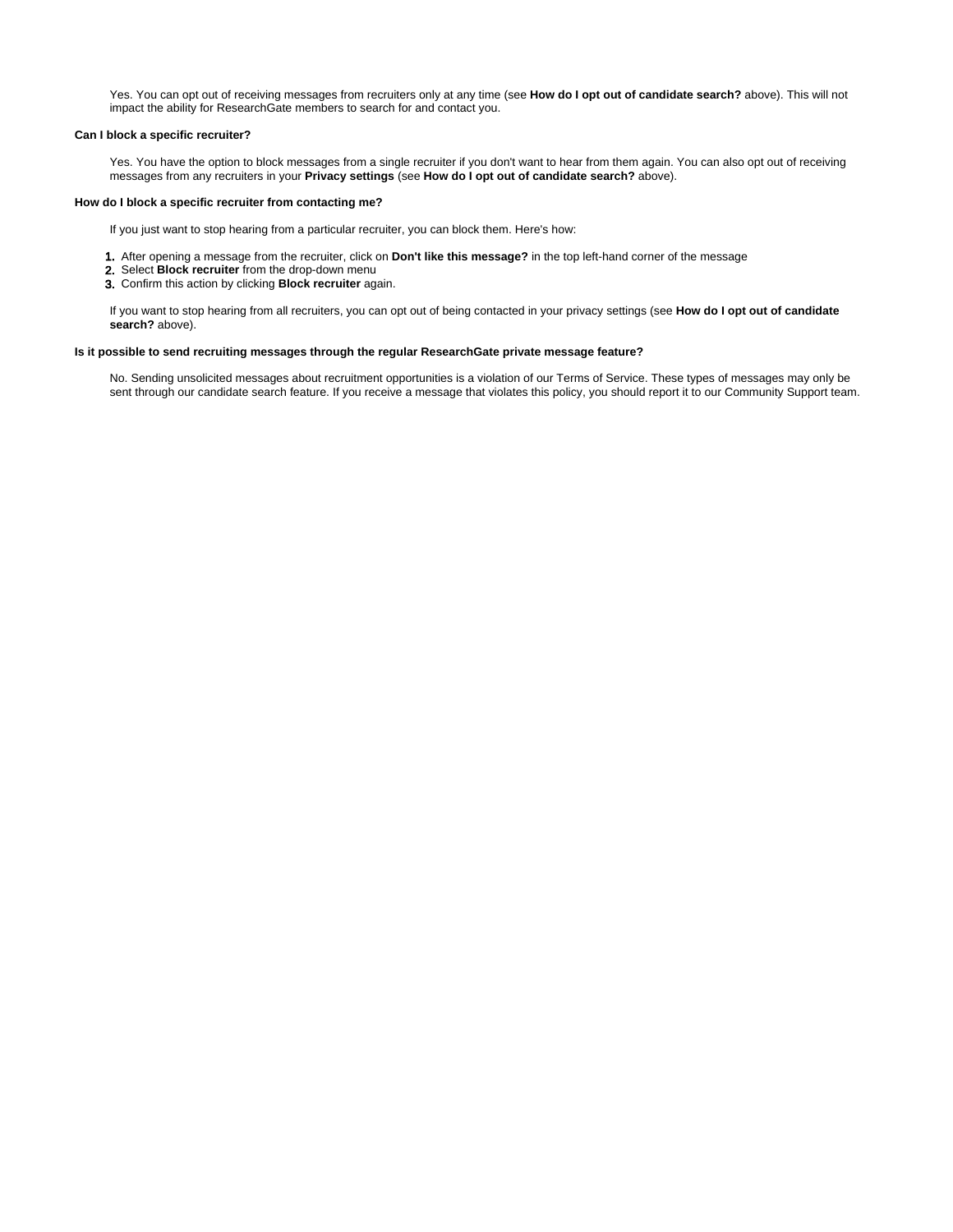Yes. You can opt out of receiving messages from recruiters only at any time (see **How do I opt out of candidate search?** above). This will not impact the ability for ResearchGate members to search for and contact you.

**Can I block a specific recruiter?**

Yes. You have the option to block messages from a single recruiter if you don't want to hear from them again. You can also opt out of receiving messages from any recruiters in your **Privacy settings** (see **How do I opt out of candidate search?** above).

**How do I block a specific recruiter from contacting me?**

If you just want to stop hearing from a particular recruiter, you can block them. Here's how:

1. After opening a message from the recruiter, click on **Don't like this message?** in the top left-hand corner of the message
2. Select **Block recruiter** from the drop-down menu
3. Confirm this action by clicking **Block recruiter** again.

If you want to stop hearing from all recruiters, you can opt out of being contacted in your privacy settings (see **How do I opt out of candidate search?** above).

**Is it possible to send recruiting messages through the regular ResearchGate private message feature?**

No. Sending unsolicited messages about recruitment opportunities is a violation of our Terms of Service. These types of messages may only be sent through our candidate search feature. If you receive a message that violates this policy, you should report it to our Community Support team.